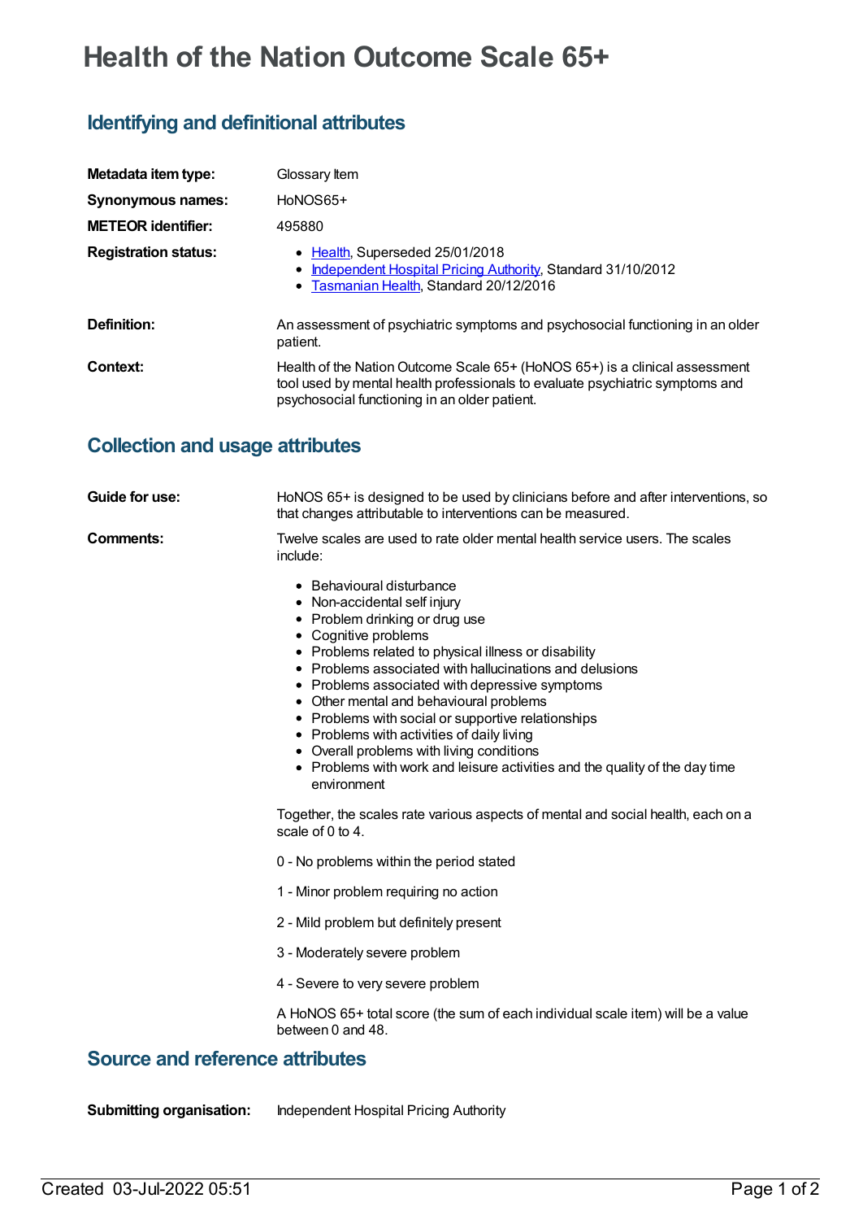# Health of the Nation Outcome Scale 65+

## Identifying and definitional attributes

| | |
|---|---|
| **Metadata item type:** | Glossary Item |
| **Synonymous names:** | HoNOS65+ |
| **METEOR identifier:** | 495880 |
| **Registration status:** | <ul><li>Health, Superseded 25/01/2018</li><li>Independent Hospital Pricing Authority, Standard 31/10/2012</li><li>Tasmanian Health, Standard 20/12/2016</li></ul> |
| **Definition:** | An assessment of psychiatric symptoms and psychosocial functioning in an older patient. |
| **Context:** | Health of the Nation Outcome Scale 65+ (HoNOS 65+) is a clinical assessment tool used by mental health professionals to evaluate psychiatric symptoms and psychosocial functioning in an older patient. |

## Collection and usage attributes

**Guide for use:** HoNOS 65+ is designed to be used by clinicians before and after interventions, so that changes attributable to interventions can be measured.

**Comments:** Twelve scales are used to rate older mental health service users. The scales include:

- Behavioural disturbance
- Non-accidental self injury
- Problem drinking or drug use
- Cognitive problems
- Problems related to physical illness or disability
- Problems associated with hallucinations and delusions
- Problems associated with depressive symptoms
- Other mental and behavioural problems
- Problems with social or supportive relationships
- Problems with activities of daily living
- Overall problems with living conditions
- Problems with work and leisure activities and the quality of the day time environment

Together, the scales rate various aspects of mental and social health, each on a scale of 0 to 4.

0 - No problems within the period stated

1 - Minor problem requiring no action

2 - Mild problem but definitely present

3 - Moderately severe problem

4 - Severe to very severe problem

A HoNOS 65+ total score (the sum of each individual scale item) will be a value between 0 and 48.

## Source and reference attributes

**Submitting organisation:** Independent Hospital Pricing Authority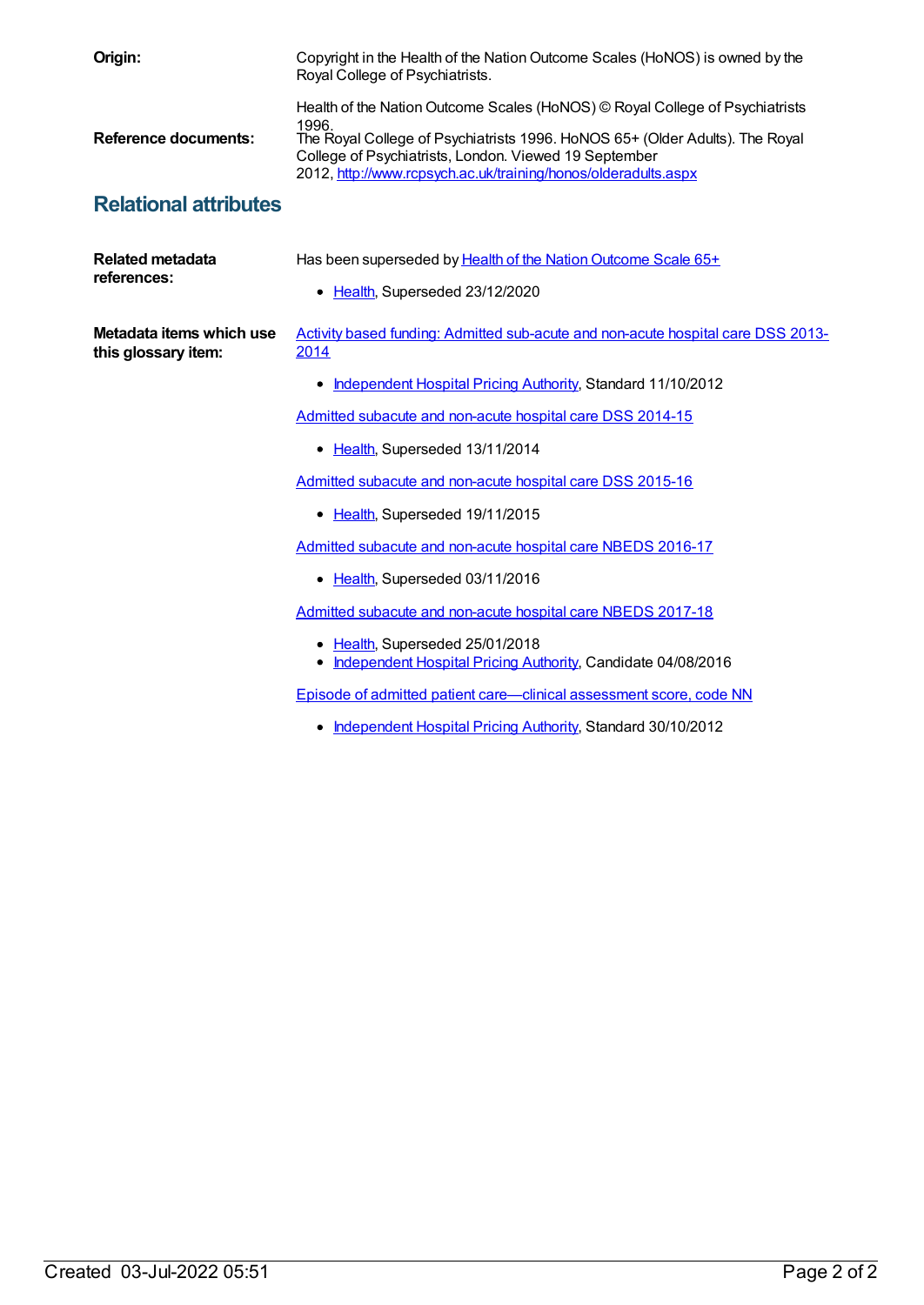**Origin:** Copyright in the Health of the Nation Outcome Scales (HoNOS) is owned by the Royal College of Psychiatrists.

**Reference documents:** Health of the Nation Outcome Scales (HoNOS) © Royal College of Psychiatrists 1996.
The Royal College of Psychiatrists 1996. HoNOS 65+ (Older Adults). The Royal College of Psychiatrists, London. Viewed 19 September 2012, http://www.rcpsych.ac.uk/training/honos/olderadults.aspx

## Relational attributes

**Related metadata references:**

Has been superseded by Health of the Nation Outcome Scale 65+

- Health, Superseded 23/12/2020

**Metadata items which use this glossary item:**

Activity based funding: Admitted sub-acute and non-acute hospital care DSS 2013-2014

- Independent Hospital Pricing Authority, Standard 11/10/2012

Admitted subacute and non-acute hospital care DSS 2014-15

- Health, Superseded 13/11/2014

Admitted subacute and non-acute hospital care DSS 2015-16

- Health, Superseded 19/11/2015

Admitted subacute and non-acute hospital care NBEDS 2016-17

- Health, Superseded 03/11/2016

Admitted subacute and non-acute hospital care NBEDS 2017-18

- Health, Superseded 25/01/2018
- Independent Hospital Pricing Authority, Candidate 04/08/2016

Episode of admitted patient care—clinical assessment score, code NN

- Independent Hospital Pricing Authority, Standard 30/10/2012